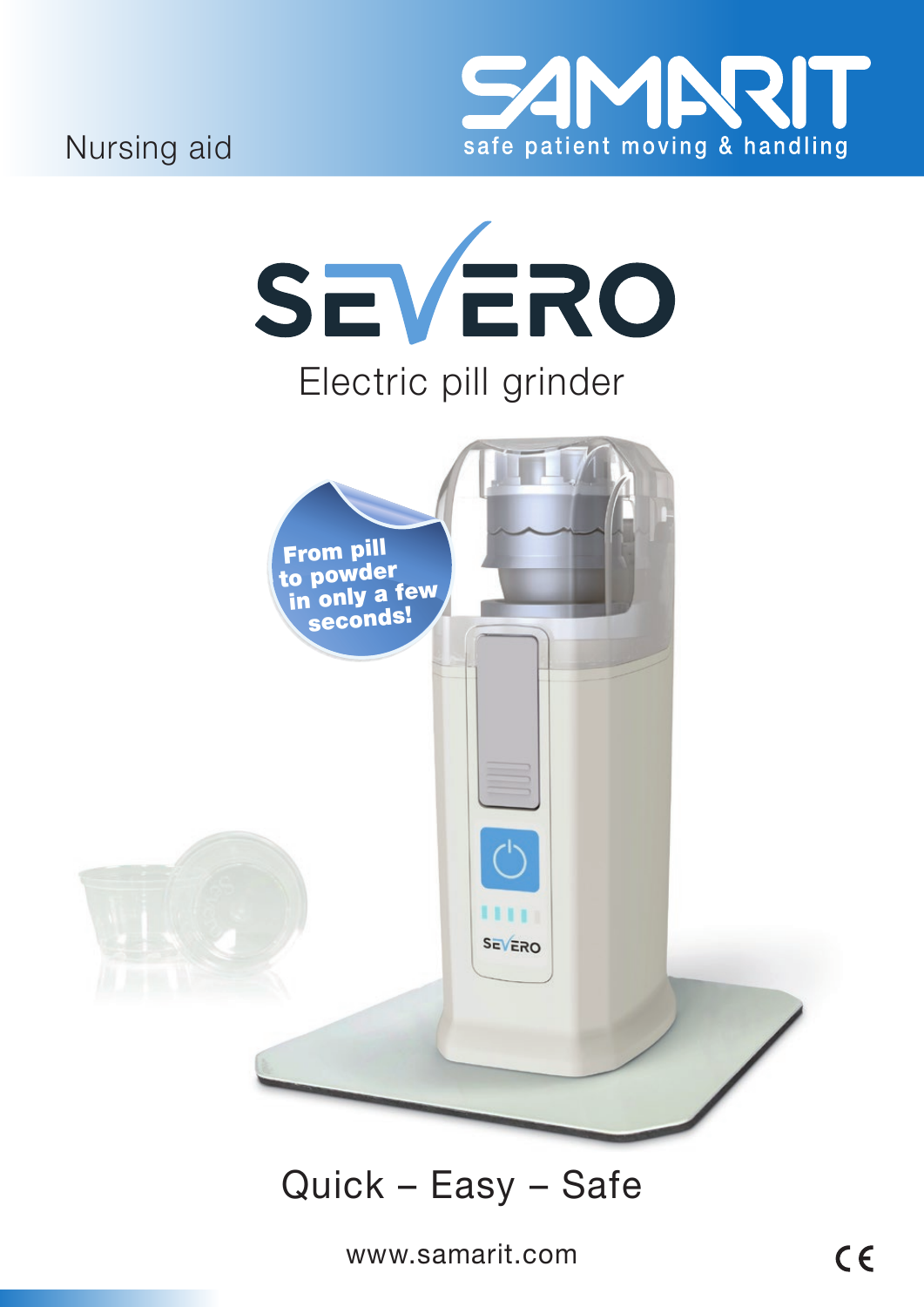Nursing aid

SAMARIT

safe patient moving & handling

# SEVERO

## Electric pill grinder

**From pill to powder in only a few seconds!**

Quick – Easy – Safe

www.samarit.com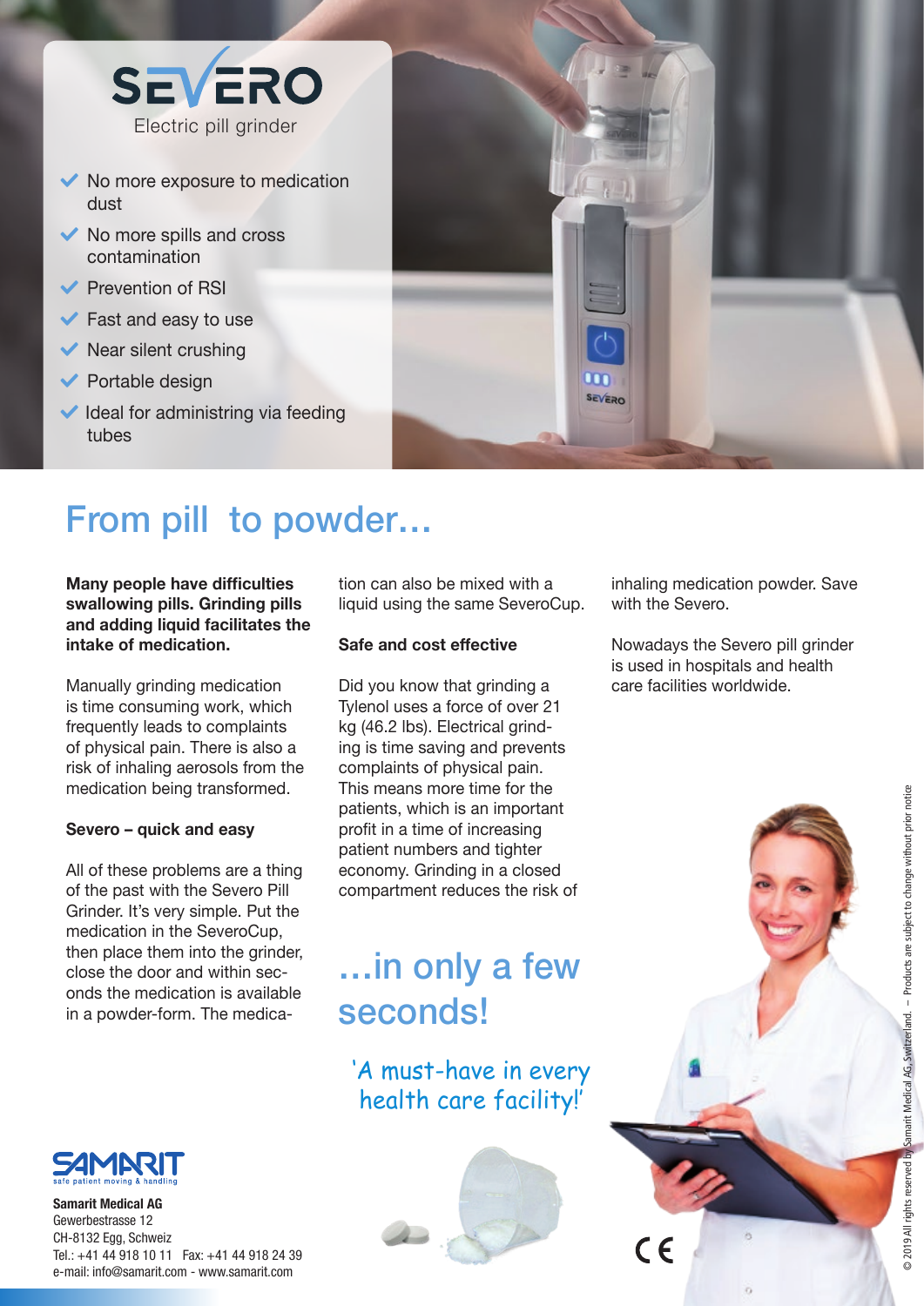# SEVERO

Electric pill grinder

- No more exposure to medication dust
- No more spills and cross contamination
- Prevention of RSI
- Fast and easy to use
- Near silent crushing
- Portable design
- Ideal for administring via feeding tubes

## From pill to powder...

**Many people have difficulties swallowing pills. Grinding pills and adding liquid facilitates the intake of medication.**

Manually grinding medication is time consuming work, which frequently leads to complaints of physical pain. There is also a risk of inhaling aerosols from the medication being transformed.

### Severo – quick and easy

All of these problems are a thing of the past with the Severo Pill Grinder. It's very simple. Put the medication in the SeveroCup, then place them into the grinder, close the door and within seconds the medication is available in a powder-form. The medication can also be mixed with a liquid using the same SeveroCup.

### Safe and cost effective

Did you know that grinding a Tylenol uses a force of over 21 kg (46.2 lbs). Electrical grinding is time saving and prevents complaints of physical pain. This means more time for the patients, which is an important profit in a time of increasing patient numbers and tighter economy. Grinding in a closed compartment reduces the risk of inhaling medication powder. Save with the Severo.

Nowadays the Severo pill grinder is used in hospitals and health care facilities worldwide.

## ...in only a few seconds!

'A must-have in every health care facility!'

SAMARIT
safe patient moving & handling

**Samarit Medical AG**
Gewerbestrasse 12
CH-8132 Egg, Schweiz
Tel.: +41 44 918 10 11 Fax: +41 44 918 24 39
e-mail: info@samarit.com - www.samarit.com

CE

© 2019 All rights reserved by Samarit Medical AG, Switzerland. – Products are subject to change without prior notice